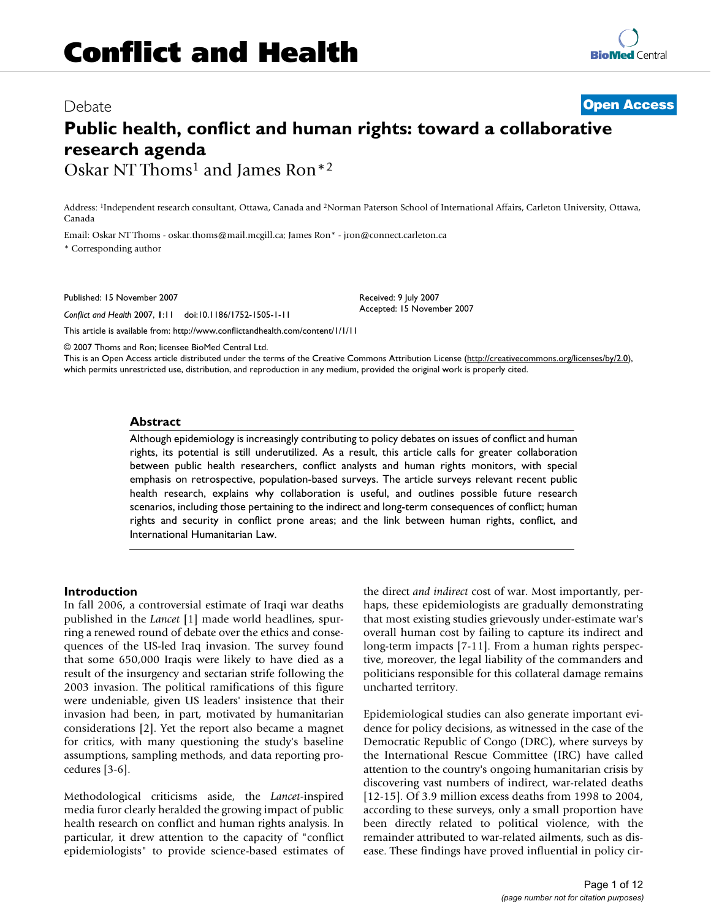# Conflict and Health

Debate

**Open Access**

# Public health, conflict and human rights: toward a collaborative research agenda

Oskar NT Thoms[1] and James Ron*[2]

Address: [1]Independent research consultant, Ottawa, Canada and [2]Norman Paterson School of International Affairs, Carleton University, Ottawa, Canada

Email: Oskar NT Thoms - oskar.thoms@mail.mcgill.ca; James Ron* - jron@connect.carleton.ca

* Corresponding author

Published: 15 November 2007

*Conflict and Health* 2007, **1**:11 doi:10.1186/1752-1505-1-11

Received: 9 July 2007
Accepted: 15 November 2007

This article is available from: http://www.conflictandhealth.com/content/1/1/11

© 2007 Thoms and Ron; licensee BioMed Central Ltd.
This is an Open Access article distributed under the terms of the Creative Commons Attribution License (http://creativecommons.org/licenses/by/2.0), which permits unrestricted use, distribution, and reproduction in any medium, provided the original work is properly cited.

## Abstract

Although epidemiology is increasingly contributing to policy debates on issues of conflict and human rights, its potential is still underutilized. As a result, this article calls for greater collaboration between public health researchers, conflict analysts and human rights monitors, with special emphasis on retrospective, population-based surveys. The article surveys relevant recent public health research, explains why collaboration is useful, and outlines possible future research scenarios, including those pertaining to the indirect and long-term consequences of conflict; human rights and security in conflict prone areas; and the link between human rights, conflict, and International Humanitarian Law.

## Introduction

In fall 2006, a controversial estimate of Iraqi war deaths published in the *Lancet* [1] made world headlines, spurring a renewed round of debate over the ethics and consequences of the US-led Iraq invasion. The survey found that some 650,000 Iraqis were likely to have died as a result of the insurgency and sectarian strife following the 2003 invasion. The political ramifications of this figure were undeniable, given US leaders' insistence that their invasion had been, in part, motivated by humanitarian considerations [2]. Yet the report also became a magnet for critics, with many questioning the study's baseline assumptions, sampling methods, and data reporting procedures [3-6].

Methodological criticisms aside, the *Lancet*-inspired media furor clearly heralded the growing impact of public health research on conflict and human rights analysis. In particular, it drew attention to the capacity of "conflict epidemiologists" to provide science-based estimates of the direct *and indirect* cost of war. Most importantly, perhaps, these epidemiologists are gradually demonstrating that most existing studies grievously under-estimate war's overall human cost by failing to capture its indirect and long-term impacts [7-11]. From a human rights perspective, moreover, the legal liability of the commanders and politicians responsible for this collateral damage remains uncharted territory.

Epidemiological studies can also generate important evidence for policy decisions, as witnessed in the case of the Democratic Republic of Congo (DRC), where surveys by the International Rescue Committee (IRC) have called attention to the country's ongoing humanitarian crisis by discovering vast numbers of indirect, war-related deaths [12-15]. Of 3.9 million excess deaths from 1998 to 2004, according to these surveys, only a small proportion have been directly related to political violence, with the remainder attributed to war-related ailments, such as disease. These findings have proved influential in policy cir-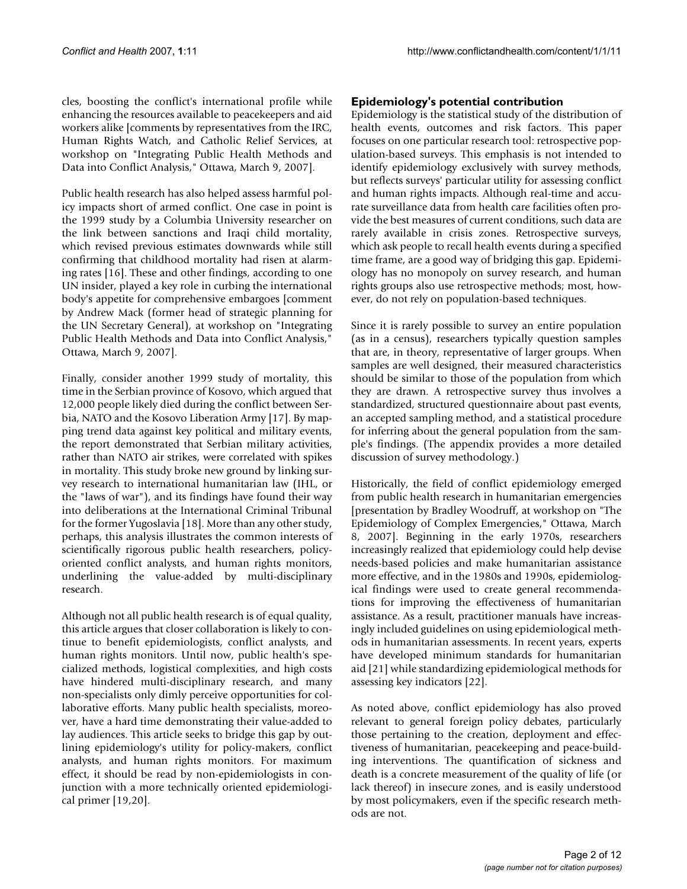cles, boosting the conflict's international profile while enhancing the resources available to peacekeepers and aid workers alike [comments by representatives from the IRC, Human Rights Watch, and Catholic Relief Services, at workshop on "Integrating Public Health Methods and Data into Conflict Analysis," Ottawa, March 9, 2007].

Public health research has also helped assess harmful policy impacts short of armed conflict. One case in point is the 1999 study by a Columbia University researcher on the link between sanctions and Iraqi child mortality, which revised previous estimates downwards while still confirming that childhood mortality had risen at alarming rates [16]. These and other findings, according to one UN insider, played a key role in curbing the international body's appetite for comprehensive embargoes [comment by Andrew Mack (former head of strategic planning for the UN Secretary General), at workshop on "Integrating Public Health Methods and Data into Conflict Analysis," Ottawa, March 9, 2007].

Finally, consider another 1999 study of mortality, this time in the Serbian province of Kosovo, which argued that 12,000 people likely died during the conflict between Serbia, NATO and the Kosovo Liberation Army [17]. By mapping trend data against key political and military events, the report demonstrated that Serbian military activities, rather than NATO air strikes, were correlated with spikes in mortality. This study broke new ground by linking survey research to international humanitarian law (IHL, or the "laws of war"), and its findings have found their way into deliberations at the International Criminal Tribunal for the former Yugoslavia [18]. More than any other study, perhaps, this analysis illustrates the common interests of scientifically rigorous public health researchers, policy-oriented conflict analysts, and human rights monitors, underlining the value-added by multi-disciplinary research.

Although not all public health research is of equal quality, this article argues that closer collaboration is likely to continue to benefit epidemiologists, conflict analysts, and human rights monitors. Until now, public health's specialized methods, logistical complexities, and high costs have hindered multi-disciplinary research, and many non-specialists only dimly perceive opportunities for collaborative efforts. Many public health specialists, moreover, have a hard time demonstrating their value-added to lay audiences. This article seeks to bridge this gap by outlining epidemiology's utility for policy-makers, conflict analysts, and human rights monitors. For maximum effect, it should be read by non-epidemiologists in conjunction with a more technically oriented epidemiological primer [19,20].

## Epidemiology's potential contribution

Epidemiology is the statistical study of the distribution of health events, outcomes and risk factors. This paper focuses on one particular research tool: retrospective population-based surveys. This emphasis is not intended to identify epidemiology exclusively with survey methods, but reflects surveys' particular utility for assessing conflict and human rights impacts. Although real-time and accurate surveillance data from health care facilities often provide the best measures of current conditions, such data are rarely available in crisis zones. Retrospective surveys, which ask people to recall health events during a specified time frame, are a good way of bridging this gap. Epidemiology has no monopoly on survey research, and human rights groups also use retrospective methods; most, however, do not rely on population-based techniques.

Since it is rarely possible to survey an entire population (as in a census), researchers typically question samples that are, in theory, representative of larger groups. When samples are well designed, their measured characteristics should be similar to those of the population from which they are drawn. A retrospective survey thus involves a standardized, structured questionnaire about past events, an accepted sampling method, and a statistical procedure for inferring about the general population from the sample's findings. (The appendix provides a more detailed discussion of survey methodology.)

Historically, the field of conflict epidemiology emerged from public health research in humanitarian emergencies [presentation by Bradley Woodruff, at workshop on "The Epidemiology of Complex Emergencies," Ottawa, March 8, 2007]. Beginning in the early 1970s, researchers increasingly realized that epidemiology could help devise needs-based policies and make humanitarian assistance more effective, and in the 1980s and 1990s, epidemiological findings were used to create general recommendations for improving the effectiveness of humanitarian assistance. As a result, practitioner manuals have increasingly included guidelines on using epidemiological methods in humanitarian assessments. In recent years, experts have developed minimum standards for humanitarian aid [21] while standardizing epidemiological methods for assessing key indicators [22].

As noted above, conflict epidemiology has also proved relevant to general foreign policy debates, particularly those pertaining to the creation, deployment and effectiveness of humanitarian, peacekeeping and peace-building interventions. The quantification of sickness and death is a concrete measurement of the quality of life (or lack thereof) in insecure zones, and is easily understood by most policymakers, even if the specific research methods are not.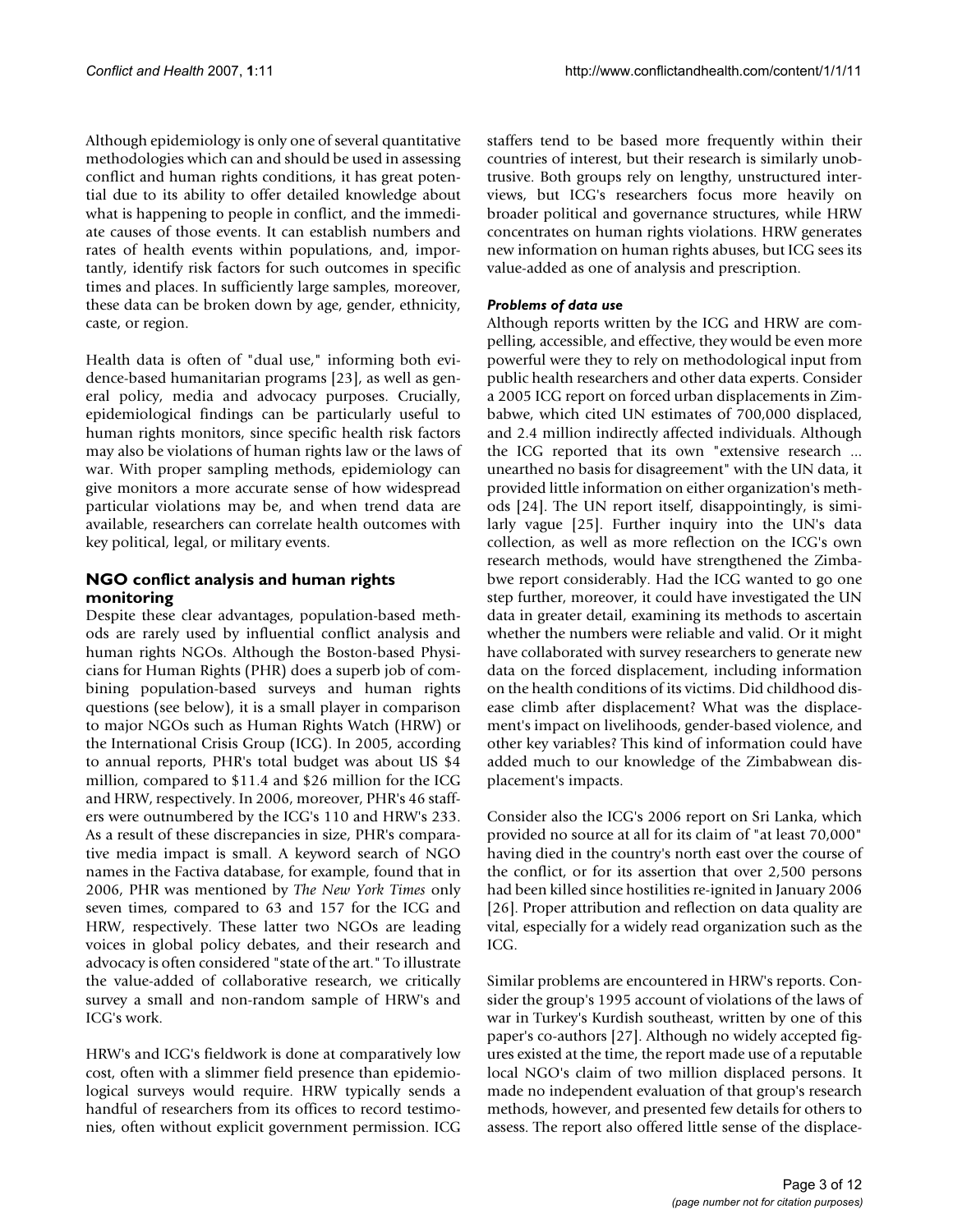Although epidemiology is only one of several quantitative methodologies which can and should be used in assessing conflict and human rights conditions, it has great potential due to its ability to offer detailed knowledge about what is happening to people in conflict, and the immediate causes of those events. It can establish numbers and rates of health events within populations, and, importantly, identify risk factors for such outcomes in specific times and places. In sufficiently large samples, moreover, these data can be broken down by age, gender, ethnicity, caste, or region.

Health data is often of "dual use," informing both evidence-based humanitarian programs [23], as well as general policy, media and advocacy purposes. Crucially, epidemiological findings can be particularly useful to human rights monitors, since specific health risk factors may also be violations of human rights law or the laws of war. With proper sampling methods, epidemiology can give monitors a more accurate sense of how widespread particular violations may be, and when trend data are available, researchers can correlate health outcomes with key political, legal, or military events.

## NGO conflict analysis and human rights monitoring

Despite these clear advantages, population-based methods are rarely used by influential conflict analysis and human rights NGOs. Although the Boston-based Physicians for Human Rights (PHR) does a superb job of combining population-based surveys and human rights questions (see below), it is a small player in comparison to major NGOs such as Human Rights Watch (HRW) or the International Crisis Group (ICG). In 2005, according to annual reports, PHR's total budget was about US $4 million, compared to $11.4 and $26 million for the ICG and HRW, respectively. In 2006, moreover, PHR's 46 staffers were outnumbered by the ICG's 110 and HRW's 233. As a result of these discrepancies in size, PHR's comparative media impact is small. A keyword search of NGO names in the Factiva database, for example, found that in 2006, PHR was mentioned by *The New York Times* only seven times, compared to 63 and 157 for the ICG and HRW, respectively. These latter two NGOs are leading voices in global policy debates, and their research and advocacy is often considered "state of the art." To illustrate the value-added of collaborative research, we critically survey a small and non-random sample of HRW's and ICG's work.

HRW's and ICG's fieldwork is done at comparatively low cost, often with a slimmer field presence than epidemiological surveys would require. HRW typically sends a handful of researchers from its offices to record testimonies, often without explicit government permission. ICG staffers tend to be based more frequently within their countries of interest, but their research is similarly unobtrusive. Both groups rely on lengthy, unstructured interviews, but ICG's researchers focus more heavily on broader political and governance structures, while HRW concentrates on human rights violations. HRW generates new information on human rights abuses, but ICG sees its value-added as one of analysis and prescription.

### *Problems of data use*

Although reports written by the ICG and HRW are compelling, accessible, and effective, they would be even more powerful were they to rely on methodological input from public health researchers and other data experts. Consider a 2005 ICG report on forced urban displacements in Zimbabwe, which cited UN estimates of 700,000 displaced, and 2.4 million indirectly affected individuals. Although the ICG reported that its own "extensive research ... unearthed no basis for disagreement" with the UN data, it provided little information on either organization's methods [24]. The UN report itself, disappointingly, is similarly vague [25]. Further inquiry into the UN's data collection, as well as more reflection on the ICG's own research methods, would have strengthened the Zimbabwe report considerably. Had the ICG wanted to go one step further, moreover, it could have investigated the UN data in greater detail, examining its methods to ascertain whether the numbers were reliable and valid. Or it might have collaborated with survey researchers to generate new data on the forced displacement, including information on the health conditions of its victims. Did childhood disease climb after displacement? What was the displacement's impact on livelihoods, gender-based violence, and other key variables? This kind of information could have added much to our knowledge of the Zimbabwean displacement's impacts.

Consider also the ICG's 2006 report on Sri Lanka, which provided no source at all for its claim of "at least 70,000" having died in the country's north east over the course of the conflict, or for its assertion that over 2,500 persons had been killed since hostilities re-ignited in January 2006 [26]. Proper attribution and reflection on data quality are vital, especially for a widely read organization such as the ICG.

Similar problems are encountered in HRW's reports. Consider the group's 1995 account of violations of the laws of war in Turkey's Kurdish southeast, written by one of this paper's co-authors [27]. Although no widely accepted figures existed at the time, the report made use of a reputable local NGO's claim of two million displaced persons. It made no independent evaluation of that group's research methods, however, and presented few details for others to assess. The report also offered little sense of the displace-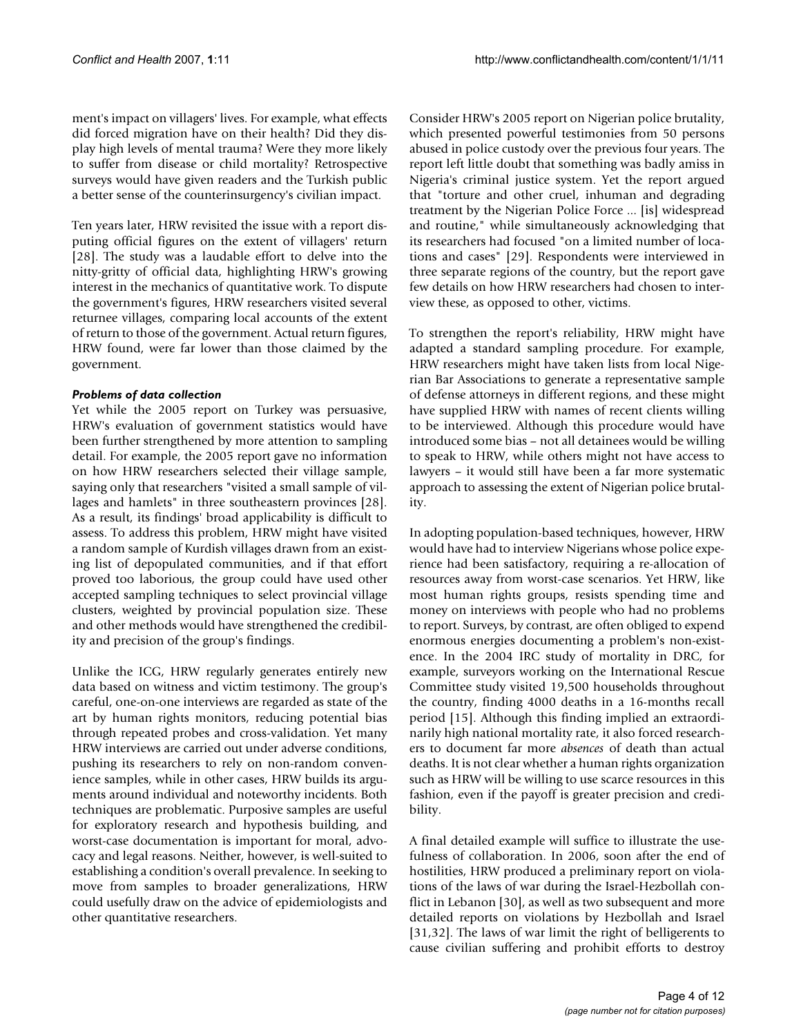ment's impact on villagers' lives. For example, what effects did forced migration have on their health? Did they display high levels of mental trauma? Were they more likely to suffer from disease or child mortality? Retrospective surveys would have given readers and the Turkish public a better sense of the counterinsurgency's civilian impact.

Ten years later, HRW revisited the issue with a report disputing official figures on the extent of villagers' return [28]. The study was a laudable effort to delve into the nitty-gritty of official data, highlighting HRW's growing interest in the mechanics of quantitative work. To dispute the government's figures, HRW researchers visited several returnee villages, comparing local accounts of the extent of return to those of the government. Actual return figures, HRW found, were far lower than those claimed by the government.

### *Problems of data collection*

Yet while the 2005 report on Turkey was persuasive, HRW's evaluation of government statistics would have been further strengthened by more attention to sampling detail. For example, the 2005 report gave no information on how HRW researchers selected their village sample, saying only that researchers "visited a small sample of villages and hamlets" in three southeastern provinces [28]. As a result, its findings' broad applicability is difficult to assess. To address this problem, HRW might have visited a random sample of Kurdish villages drawn from an existing list of depopulated communities, and if that effort proved too laborious, the group could have used other accepted sampling techniques to select provincial village clusters, weighted by provincial population size. These and other methods would have strengthened the credibility and precision of the group's findings.

Unlike the ICG, HRW regularly generates entirely new data based on witness and victim testimony. The group's careful, one-on-one interviews are regarded as state of the art by human rights monitors, reducing potential bias through repeated probes and cross-validation. Yet many HRW interviews are carried out under adverse conditions, pushing its researchers to rely on non-random convenience samples, while in other cases, HRW builds its arguments around individual and noteworthy incidents. Both techniques are problematic. Purposive samples are useful for exploratory research and hypothesis building, and worst-case documentation is important for moral, advocacy and legal reasons. Neither, however, is well-suited to establishing a condition's overall prevalence. In seeking to move from samples to broader generalizations, HRW could usefully draw on the advice of epidemiologists and other quantitative researchers.

Consider HRW's 2005 report on Nigerian police brutality, which presented powerful testimonies from 50 persons abused in police custody over the previous four years. The report left little doubt that something was badly amiss in Nigeria's criminal justice system. Yet the report argued that "torture and other cruel, inhuman and degrading treatment by the Nigerian Police Force ... [is] widespread and routine," while simultaneously acknowledging that its researchers had focused "on a limited number of locations and cases" [29]. Respondents were interviewed in three separate regions of the country, but the report gave few details on how HRW researchers had chosen to interview these, as opposed to other, victims.

To strengthen the report's reliability, HRW might have adapted a standard sampling procedure. For example, HRW researchers might have taken lists from local Nigerian Bar Associations to generate a representative sample of defense attorneys in different regions, and these might have supplied HRW with names of recent clients willing to be interviewed. Although this procedure would have introduced some bias – not all detainees would be willing to speak to HRW, while others might not have access to lawyers – it would still have been a far more systematic approach to assessing the extent of Nigerian police brutality.

In adopting population-based techniques, however, HRW would have had to interview Nigerians whose police experience had been satisfactory, requiring a re-allocation of resources away from worst-case scenarios. Yet HRW, like most human rights groups, resists spending time and money on interviews with people who had no problems to report. Surveys, by contrast, are often obliged to expend enormous energies documenting a problem's non-existence. In the 2004 IRC study of mortality in DRC, for example, surveyors working on the International Rescue Committee study visited 19,500 households throughout the country, finding 4000 deaths in a 16-months recall period [15]. Although this finding implied an extraordinarily high national mortality rate, it also forced researchers to document far more *absences* of death than actual deaths. It is not clear whether a human rights organization such as HRW will be willing to use scarce resources in this fashion, even if the payoff is greater precision and credibility.

A final detailed example will suffice to illustrate the usefulness of collaboration. In 2006, soon after the end of hostilities, HRW produced a preliminary report on violations of the laws of war during the Israel-Hezbollah conflict in Lebanon [30], as well as two subsequent and more detailed reports on violations by Hezbollah and Israel [31,32]. The laws of war limit the right of belligerents to cause civilian suffering and prohibit efforts to destroy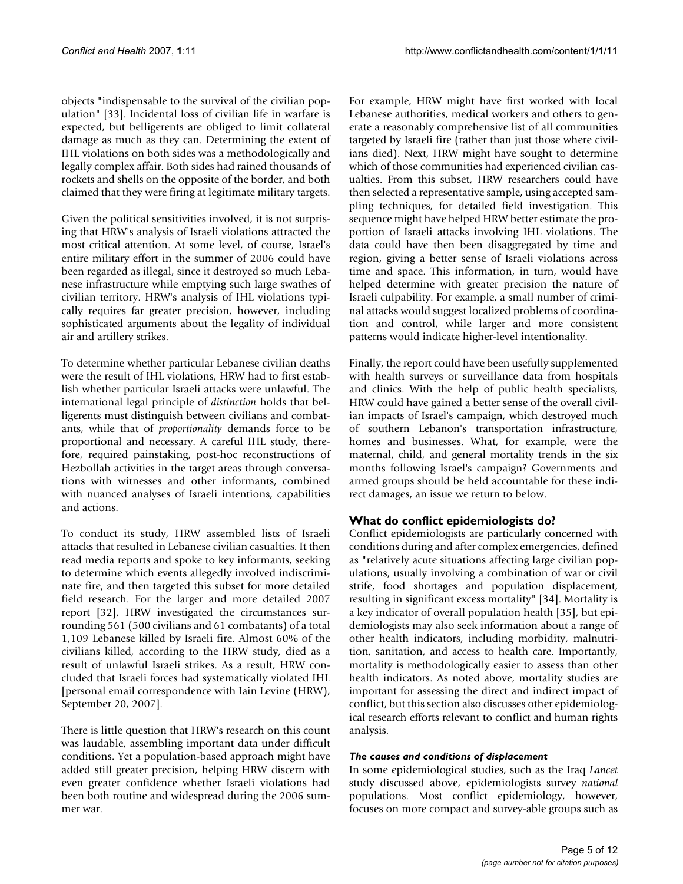objects "indispensable to the survival of the civilian population" [33]. Incidental loss of civilian life in warfare is expected, but belligerents are obliged to limit collateral damage as much as they can. Determining the extent of IHL violations on both sides was a methodologically and legally complex affair. Both sides had rained thousands of rockets and shells on the opposite of the border, and both claimed that they were firing at legitimate military targets.

Given the political sensitivities involved, it is not surprising that HRW's analysis of Israeli violations attracted the most critical attention. At some level, of course, Israel's entire military effort in the summer of 2006 could have been regarded as illegal, since it destroyed so much Lebanese infrastructure while emptying such large swathes of civilian territory. HRW's analysis of IHL violations typically requires far greater precision, however, including sophisticated arguments about the legality of individual air and artillery strikes.

To determine whether particular Lebanese civilian deaths were the result of IHL violations, HRW had to first establish whether particular Israeli attacks were unlawful. The international legal principle of *distinction* holds that belligerents must distinguish between civilians and combatants, while that of *proportionality* demands force to be proportional and necessary. A careful IHL study, therefore, required painstaking, post-hoc reconstructions of Hezbollah activities in the target areas through conversations with witnesses and other informants, combined with nuanced analyses of Israeli intentions, capabilities and actions.

To conduct its study, HRW assembled lists of Israeli attacks that resulted in Lebanese civilian casualties. It then read media reports and spoke to key informants, seeking to determine which events allegedly involved indiscriminate fire, and then targeted this subset for more detailed field research. For the larger and more detailed 2007 report [32], HRW investigated the circumstances surrounding 561 (500 civilians and 61 combatants) of a total 1,109 Lebanese killed by Israeli fire. Almost 60% of the civilians killed, according to the HRW study, died as a result of unlawful Israeli strikes. As a result, HRW concluded that Israeli forces had systematically violated IHL [personal email correspondence with Iain Levine (HRW), September 20, 2007].

There is little question that HRW's research on this count was laudable, assembling important data under difficult conditions. Yet a population-based approach might have added still greater precision, helping HRW discern with even greater confidence whether Israeli violations had been both routine and widespread during the 2006 summer war.

For example, HRW might have first worked with local Lebanese authorities, medical workers and others to generate a reasonably comprehensive list of all communities targeted by Israeli fire (rather than just those where civilians died). Next, HRW might have sought to determine which of those communities had experienced civilian casualties. From this subset, HRW researchers could have then selected a representative sample, using accepted sampling techniques, for detailed field investigation. This sequence might have helped HRW better estimate the proportion of Israeli attacks involving IHL violations. The data could have then been disaggregated by time and region, giving a better sense of Israeli violations across time and space. This information, in turn, would have helped determine with greater precision the nature of Israeli culpability. For example, a small number of criminal attacks would suggest localized problems of coordination and control, while larger and more consistent patterns would indicate higher-level intentionality.

Finally, the report could have been usefully supplemented with health surveys or surveillance data from hospitals and clinics. With the help of public health specialists, HRW could have gained a better sense of the overall civilian impacts of Israel's campaign, which destroyed much of southern Lebanon's transportation infrastructure, homes and businesses. What, for example, were the maternal, child, and general mortality trends in the six months following Israel's campaign? Governments and armed groups should be held accountable for these indirect damages, an issue we return to below.

## What do conflict epidemiologists do?

Conflict epidemiologists are particularly concerned with conditions during and after complex emergencies, defined as "relatively acute situations affecting large civilian populations, usually involving a combination of war or civil strife, food shortages and population displacement, resulting in significant excess mortality" [34]. Mortality is a key indicator of overall population health [35], but epidemiologists may also seek information about a range of other health indicators, including morbidity, malnutrition, sanitation, and access to health care. Importantly, mortality is methodologically easier to assess than other health indicators. As noted above, mortality studies are important for assessing the direct and indirect impact of conflict, but this section also discusses other epidemiological research efforts relevant to conflict and human rights analysis.

### *The causes and conditions of displacement*

In some epidemiological studies, such as the Iraq *Lancet* study discussed above, epidemiologists survey *national* populations. Most conflict epidemiology, however, focuses on more compact and survey-able groups such as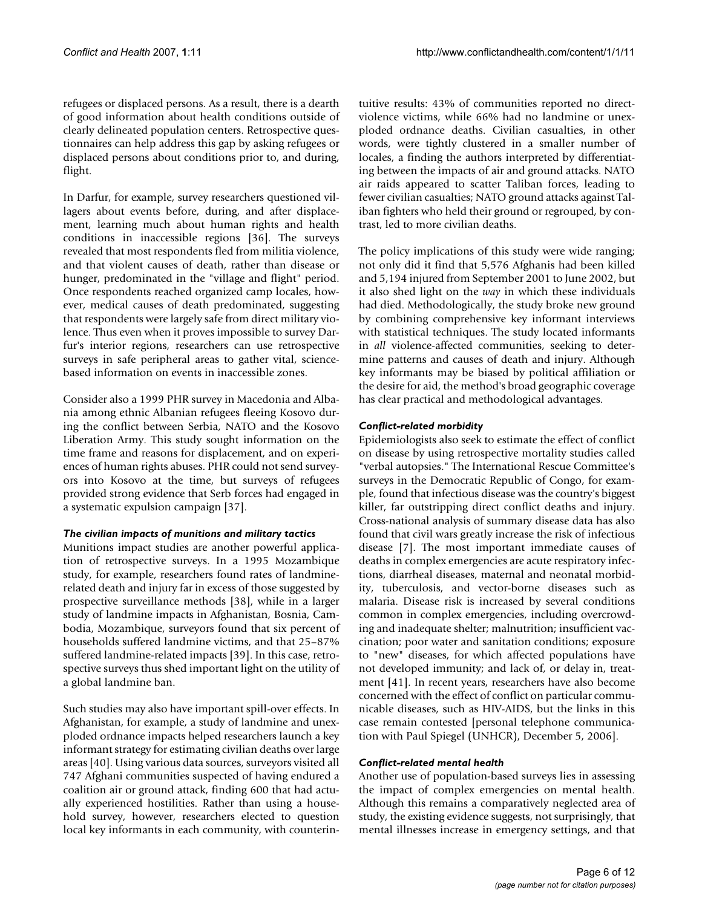refugees or displaced persons. As a result, there is a dearth of good information about health conditions outside of clearly delineated population centers. Retrospective questionnaires can help address this gap by asking refugees or displaced persons about conditions prior to, and during, flight.

In Darfur, for example, survey researchers questioned villagers about events before, during, and after displacement, learning much about human rights and health conditions in inaccessible regions [36]. The surveys revealed that most respondents fled from militia violence, and that violent causes of death, rather than disease or hunger, predominated in the "village and flight" period. Once respondents reached organized camp locales, however, medical causes of death predominated, suggesting that respondents were largely safe from direct military violence. Thus even when it proves impossible to survey Darfur's interior regions, researchers can use retrospective surveys in safe peripheral areas to gather vital, science-based information on events in inaccessible zones.

Consider also a 1999 PHR survey in Macedonia and Albania among ethnic Albanian refugees fleeing Kosovo during the conflict between Serbia, NATO and the Kosovo Liberation Army. This study sought information on the time frame and reasons for displacement, and on experiences of human rights abuses. PHR could not send surveyors into Kosovo at the time, but surveys of refugees provided strong evidence that Serb forces had engaged in a systematic expulsion campaign [37].

### *The civilian impacts of munitions and military tactics*

Munitions impact studies are another powerful application of retrospective surveys. In a 1995 Mozambique study, for example, researchers found rates of landmine-related death and injury far in excess of those suggested by prospective surveillance methods [38], while in a larger study of landmine impacts in Afghanistan, Bosnia, Cambodia, Mozambique, surveyors found that six percent of households suffered landmine victims, and that 25–87% suffered landmine-related impacts [39]. In this case, retrospective surveys thus shed important light on the utility of a global landmine ban.

Such studies may also have important spill-over effects. In Afghanistan, for example, a study of landmine and unexploded ordnance impacts helped researchers launch a key informant strategy for estimating civilian deaths over large areas [40]. Using various data sources, surveyors visited all 747 Afghani communities suspected of having endured a coalition air or ground attack, finding 600 that had actually experienced hostilities. Rather than using a household survey, however, researchers elected to question local key informants in each community, with counterintuitive results: 43% of communities reported no direct-violence victims, while 66% had no landmine or unexploded ordnance deaths. Civilian casualties, in other words, were tightly clustered in a smaller number of locales, a finding the authors interpreted by differentiating between the impacts of air and ground attacks. NATO air raids appeared to scatter Taliban forces, leading to fewer civilian casualties; NATO ground attacks against Taliban fighters who held their ground or regrouped, by contrast, led to more civilian deaths.

The policy implications of this study were wide ranging; not only did it find that 5,576 Afghanis had been killed and 5,194 injured from September 2001 to June 2002, but it also shed light on the *way* in which these individuals had died. Methodologically, the study broke new ground by combining comprehensive key informant interviews with statistical techniques. The study located informants in *all* violence-affected communities, seeking to determine patterns and causes of death and injury. Although key informants may be biased by political affiliation or the desire for aid, the method's broad geographic coverage has clear practical and methodological advantages.

### *Conflict-related morbidity*

Epidemiologists also seek to estimate the effect of conflict on disease by using retrospective mortality studies called "verbal autopsies." The International Rescue Committee's surveys in the Democratic Republic of Congo, for example, found that infectious disease was the country's biggest killer, far outstripping direct conflict deaths and injury. Cross-national analysis of summary disease data has also found that civil wars greatly increase the risk of infectious disease [7]. The most important immediate causes of deaths in complex emergencies are acute respiratory infections, diarrheal diseases, maternal and neonatal morbidity, tuberculosis, and vector-borne diseases such as malaria. Disease risk is increased by several conditions common in complex emergencies, including overcrowding and inadequate shelter; malnutrition; insufficient vaccination; poor water and sanitation conditions; exposure to "new" diseases, for which affected populations have not developed immunity; and lack of, or delay in, treatment [41]. In recent years, researchers have also become concerned with the effect of conflict on particular communicable diseases, such as HIV-AIDS, but the links in this case remain contested [personal telephone communication with Paul Spiegel (UNHCR), December 5, 2006].

### *Conflict-related mental health*

Another use of population-based surveys lies in assessing the impact of complex emergencies on mental health. Although this remains a comparatively neglected area of study, the existing evidence suggests, not surprisingly, that mental illnesses increase in emergency settings, and that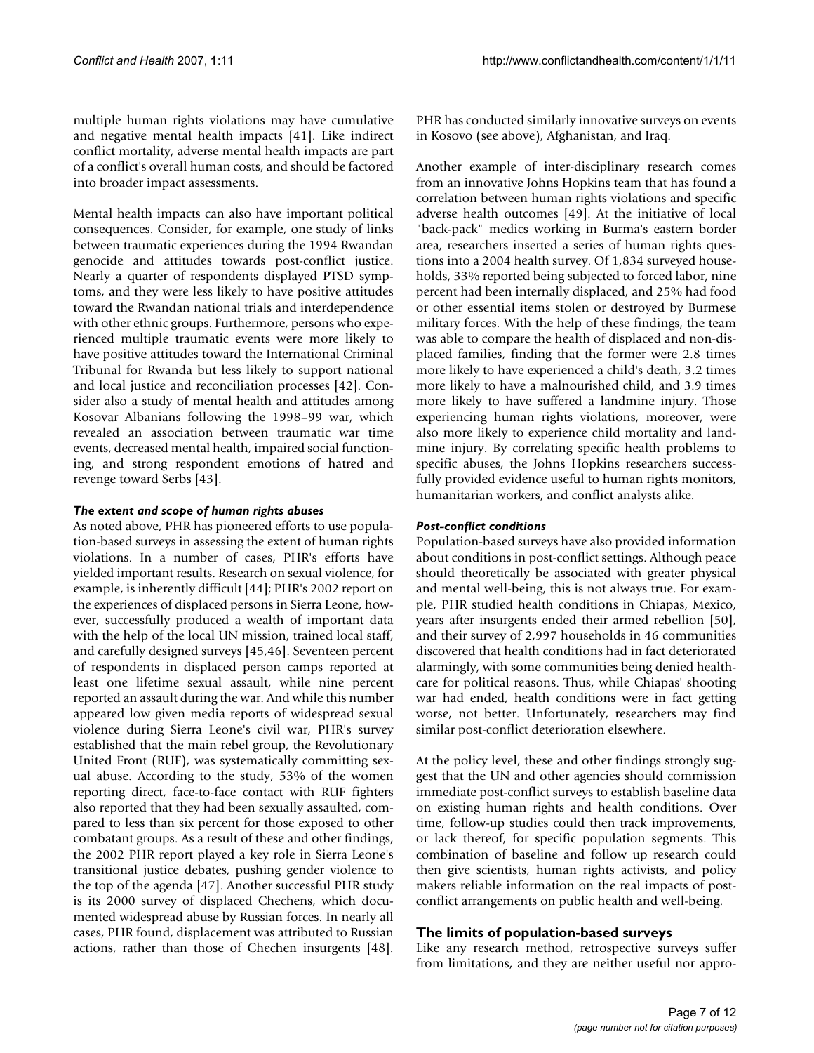multiple human rights violations may have cumulative and negative mental health impacts [41]. Like indirect conflict mortality, adverse mental health impacts are part of a conflict's overall human costs, and should be factored into broader impact assessments.

Mental health impacts can also have important political consequences. Consider, for example, one study of links between traumatic experiences during the 1994 Rwandan genocide and attitudes towards post-conflict justice. Nearly a quarter of respondents displayed PTSD symptoms, and they were less likely to have positive attitudes toward the Rwandan national trials and interdependence with other ethnic groups. Furthermore, persons who experienced multiple traumatic events were more likely to have positive attitudes toward the International Criminal Tribunal for Rwanda but less likely to support national and local justice and reconciliation processes [42]. Consider also a study of mental health and attitudes among Kosovar Albanians following the 1998–99 war, which revealed an association between traumatic war time events, decreased mental health, impaired social functioning, and strong respondent emotions of hatred and revenge toward Serbs [43].

### *The extent and scope of human rights abuses*

As noted above, PHR has pioneered efforts to use population-based surveys in assessing the extent of human rights violations. In a number of cases, PHR's efforts have yielded important results. Research on sexual violence, for example, is inherently difficult [44]; PHR's 2002 report on the experiences of displaced persons in Sierra Leone, however, successfully produced a wealth of important data with the help of the local UN mission, trained local staff, and carefully designed surveys [45,46]. Seventeen percent of respondents in displaced person camps reported at least one lifetime sexual assault, while nine percent reported an assault during the war. And while this number appeared low given media reports of widespread sexual violence during Sierra Leone's civil war, PHR's survey established that the main rebel group, the Revolutionary United Front (RUF), was systematically committing sexual abuse. According to the study, 53% of the women reporting direct, face-to-face contact with RUF fighters also reported that they had been sexually assaulted, compared to less than six percent for those exposed to other combatant groups. As a result of these and other findings, the 2002 PHR report played a key role in Sierra Leone's transitional justice debates, pushing gender violence to the top of the agenda [47]. Another successful PHR study is its 2000 survey of displaced Chechens, which documented widespread abuse by Russian forces. In nearly all cases, PHR found, displacement was attributed to Russian actions, rather than those of Chechen insurgents [48]. PHR has conducted similarly innovative surveys on events in Kosovo (see above), Afghanistan, and Iraq.

Another example of inter-disciplinary research comes from an innovative Johns Hopkins team that has found a correlation between human rights violations and specific adverse health outcomes [49]. At the initiative of local "back-pack" medics working in Burma's eastern border area, researchers inserted a series of human rights questions into a 2004 health survey. Of 1,834 surveyed households, 33% reported being subjected to forced labor, nine percent had been internally displaced, and 25% had food or other essential items stolen or destroyed by Burmese military forces. With the help of these findings, the team was able to compare the health of displaced and non-displaced families, finding that the former were 2.8 times more likely to have experienced a child's death, 3.2 times more likely to have a malnourished child, and 3.9 times more likely to have suffered a landmine injury. Those experiencing human rights violations, moreover, were also more likely to experience child mortality and landmine injury. By correlating specific health problems to specific abuses, the Johns Hopkins researchers successfully provided evidence useful to human rights monitors, humanitarian workers, and conflict analysts alike.

### *Post-conflict conditions*

Population-based surveys have also provided information about conditions in post-conflict settings. Although peace should theoretically be associated with greater physical and mental well-being, this is not always true. For example, PHR studied health conditions in Chiapas, Mexico, years after insurgents ended their armed rebellion [50], and their survey of 2,997 households in 46 communities discovered that health conditions had in fact deteriorated alarmingly, with some communities being denied healthcare for political reasons. Thus, while Chiapas' shooting war had ended, health conditions were in fact getting worse, not better. Unfortunately, researchers may find similar post-conflict deterioration elsewhere.

At the policy level, these and other findings strongly suggest that the UN and other agencies should commission immediate post-conflict surveys to establish baseline data on existing human rights and health conditions. Over time, follow-up studies could then track improvements, or lack thereof, for specific population segments. This combination of baseline and follow up research could then give scientists, human rights activists, and policy makers reliable information on the real impacts of post-conflict arrangements on public health and well-being.

## The limits of population-based surveys

Like any research method, retrospective surveys suffer from limitations, and they are neither useful nor appro-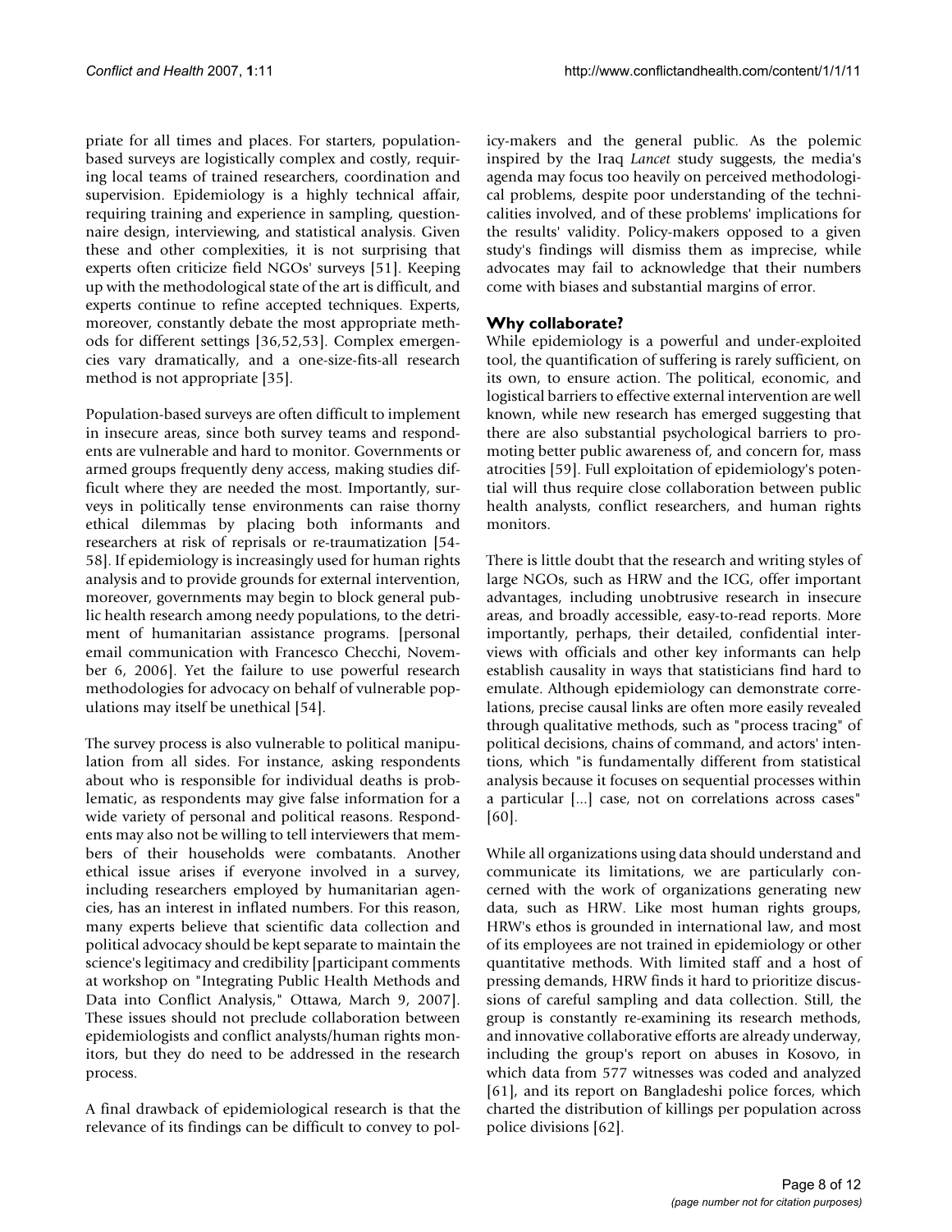priate for all times and places. For starters, population-based surveys are logistically complex and costly, requiring local teams of trained researchers, coordination and supervision. Epidemiology is a highly technical affair, requiring training and experience in sampling, questionnaire design, interviewing, and statistical analysis. Given these and other complexities, it is not surprising that experts often criticize field NGOs' surveys [51]. Keeping up with the methodological state of the art is difficult, and experts continue to refine accepted techniques. Experts, moreover, constantly debate the most appropriate methods for different settings [36,52,53]. Complex emergencies vary dramatically, and a one-size-fits-all research method is not appropriate [35].

Population-based surveys are often difficult to implement in insecure areas, since both survey teams and respondents are vulnerable and hard to monitor. Governments or armed groups frequently deny access, making studies difficult where they are needed the most. Importantly, surveys in politically tense environments can raise thorny ethical dilemmas by placing both informants and researchers at risk of reprisals or re-traumatization [54-58]. If epidemiology is increasingly used for human rights analysis and to provide grounds for external intervention, moreover, governments may begin to block general public health research among needy populations, to the detriment of humanitarian assistance programs. [personal email communication with Francesco Checchi, November 6, 2006]. Yet the failure to use powerful research methodologies for advocacy on behalf of vulnerable populations may itself be unethical [54].

The survey process is also vulnerable to political manipulation from all sides. For instance, asking respondents about who is responsible for individual deaths is problematic, as respondents may give false information for a wide variety of personal and political reasons. Respondents may also not be willing to tell interviewers that members of their households were combatants. Another ethical issue arises if everyone involved in a survey, including researchers employed by humanitarian agencies, has an interest in inflated numbers. For this reason, many experts believe that scientific data collection and political advocacy should be kept separate to maintain the science's legitimacy and credibility [participant comments at workshop on "Integrating Public Health Methods and Data into Conflict Analysis," Ottawa, March 9, 2007]. These issues should not preclude collaboration between epidemiologists and conflict analysts/human rights monitors, but they do need to be addressed in the research process.

A final drawback of epidemiological research is that the relevance of its findings can be difficult to convey to policy-makers and the general public. As the polemic inspired by the Iraq *Lancet* study suggests, the media's agenda may focus too heavily on perceived methodological problems, despite poor understanding of the technicalities involved, and of these problems' implications for the results' validity. Policy-makers opposed to a given study's findings will dismiss them as imprecise, while advocates may fail to acknowledge that their numbers come with biases and substantial margins of error.

## Why collaborate?

While epidemiology is a powerful and under-exploited tool, the quantification of suffering is rarely sufficient, on its own, to ensure action. The political, economic, and logistical barriers to effective external intervention are well known, while new research has emerged suggesting that there are also substantial psychological barriers to promoting better public awareness of, and concern for, mass atrocities [59]. Full exploitation of epidemiology's potential will thus require close collaboration between public health analysts, conflict researchers, and human rights monitors.

There is little doubt that the research and writing styles of large NGOs, such as HRW and the ICG, offer important advantages, including unobtrusive research in insecure areas, and broadly accessible, easy-to-read reports. More importantly, perhaps, their detailed, confidential interviews with officials and other key informants can help establish causality in ways that statisticians find hard to emulate. Although epidemiology can demonstrate correlations, precise causal links are often more easily revealed through qualitative methods, such as "process tracing" of political decisions, chains of command, and actors' intentions, which "is fundamentally different from statistical analysis because it focuses on sequential processes within a particular [...] case, not on correlations across cases" [60].

While all organizations using data should understand and communicate its limitations, we are particularly concerned with the work of organizations generating new data, such as HRW. Like most human rights groups, HRW's ethos is grounded in international law, and most of its employees are not trained in epidemiology or other quantitative methods. With limited staff and a host of pressing demands, HRW finds it hard to prioritize discussions of careful sampling and data collection. Still, the group is constantly re-examining its research methods, and innovative collaborative efforts are already underway, including the group's report on abuses in Kosovo, in which data from 577 witnesses was coded and analyzed [61], and its report on Bangladeshi police forces, which charted the distribution of killings per population across police divisions [62].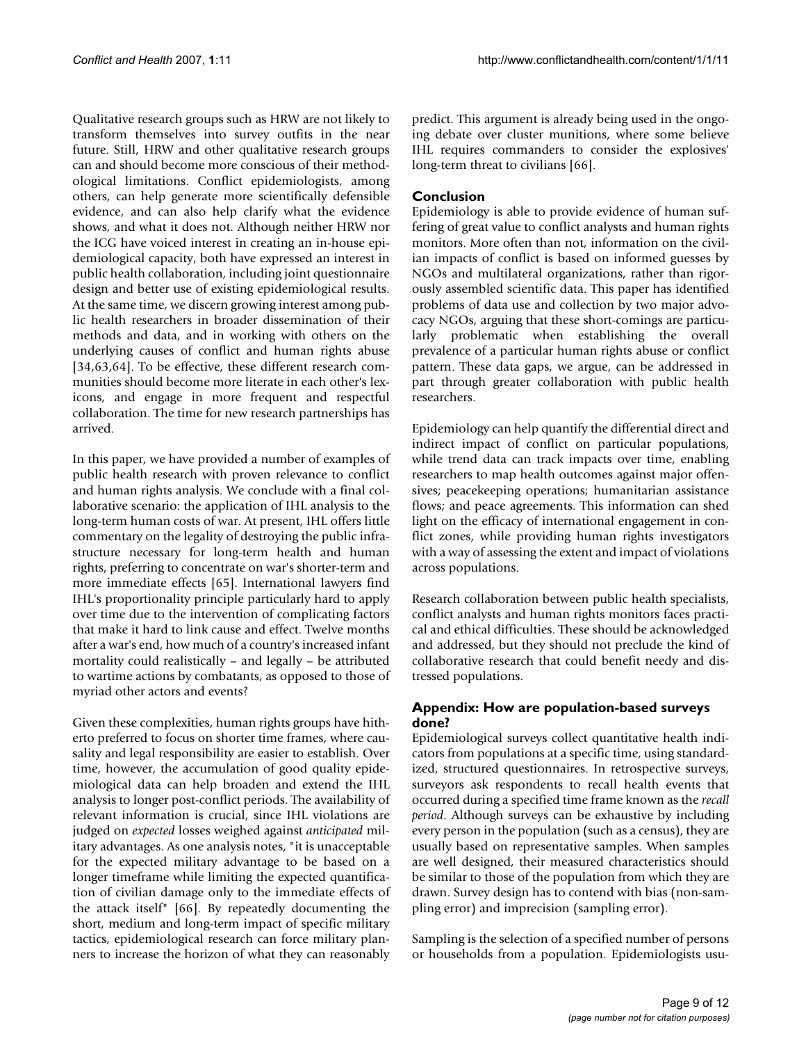Qualitative research groups such as HRW are not likely to transform themselves into survey outfits in the near future. Still, HRW and other qualitative research groups can and should become more conscious of their methodological limitations. Conflict epidemiologists, among others, can help generate more scientifically defensible evidence, and can also help clarify what the evidence shows, and what it does not. Although neither HRW nor the ICG have voiced interest in creating an in-house epidemiological capacity, both have expressed an interest in public health collaboration, including joint questionnaire design and better use of existing epidemiological results. At the same time, we discern growing interest among public health researchers in broader dissemination of their methods and data, and in working with others on the underlying causes of conflict and human rights abuse [34,63,64]. To be effective, these different research communities should become more literate in each other's lexicons, and engage in more frequent and respectful collaboration. The time for new research partnerships has arrived.

In this paper, we have provided a number of examples of public health research with proven relevance to conflict and human rights analysis. We conclude with a final collaborative scenario: the application of IHL analysis to the long-term human costs of war. At present, IHL offers little commentary on the legality of destroying the public infrastructure necessary for long-term health and human rights, preferring to concentrate on war's shorter-term and more immediate effects [65]. International lawyers find IHL's proportionality principle particularly hard to apply over time due to the intervention of complicating factors that make it hard to link cause and effect. Twelve months after a war's end, how much of a country's increased infant mortality could realistically – and legally – be attributed to wartime actions by combatants, as opposed to those of myriad other actors and events?

Given these complexities, human rights groups have hitherto preferred to focus on shorter time frames, where causality and legal responsibility are easier to establish. Over time, however, the accumulation of good quality epidemiological data can help broaden and extend the IHL analysis to longer post-conflict periods. The availability of relevant information is crucial, since IHL violations are judged on *expected* losses weighed against *anticipated* military advantages. As one analysis notes, "it is unacceptable for the expected military advantage to be based on a longer timeframe while limiting the expected quantification of civilian damage only to the immediate effects of the attack itself" [66]. By repeatedly documenting the short, medium and long-term impact of specific military tactics, epidemiological research can force military planners to increase the horizon of what they can reasonably predict. This argument is already being used in the ongoing debate over cluster munitions, where some believe IHL requires commanders to consider the explosives' long-term threat to civilians [66].

## Conclusion

Epidemiology is able to provide evidence of human suffering of great value to conflict analysts and human rights monitors. More often than not, information on the civilian impacts of conflict is based on informed guesses by NGOs and multilateral organizations, rather than rigorously assembled scientific data. This paper has identified problems of data use and collection by two major advocacy NGOs, arguing that these short-comings are particularly problematic when establishing the overall prevalence of a particular human rights abuse or conflict pattern. These data gaps, we argue, can be addressed in part through greater collaboration with public health researchers.

Epidemiology can help quantify the differential direct and indirect impact of conflict on particular populations, while trend data can track impacts over time, enabling researchers to map health outcomes against major offensives; peacekeeping operations; humanitarian assistance flows; and peace agreements. This information can shed light on the efficacy of international engagement in conflict zones, while providing human rights investigators with a way of assessing the extent and impact of violations across populations.

Research collaboration between public health specialists, conflict analysts and human rights monitors faces practical and ethical difficulties. These should be acknowledged and addressed, but they should not preclude the kind of collaborative research that could benefit needy and distressed populations.

## Appendix: How are population-based surveys done?

Epidemiological surveys collect quantitative health indicators from populations at a specific time, using standardized, structured questionnaires. In retrospective surveys, surveyors ask respondents to recall health events that occurred during a specified time frame known as the *recall period*. Although surveys can be exhaustive by including every person in the population (such as a census), they are usually based on representative samples. When samples are well designed, their measured characteristics should be similar to those of the population from which they are drawn. Survey design has to contend with bias (non-sampling error) and imprecision (sampling error).

Sampling is the selection of a specified number of persons or households from a population. Epidemiologists usu-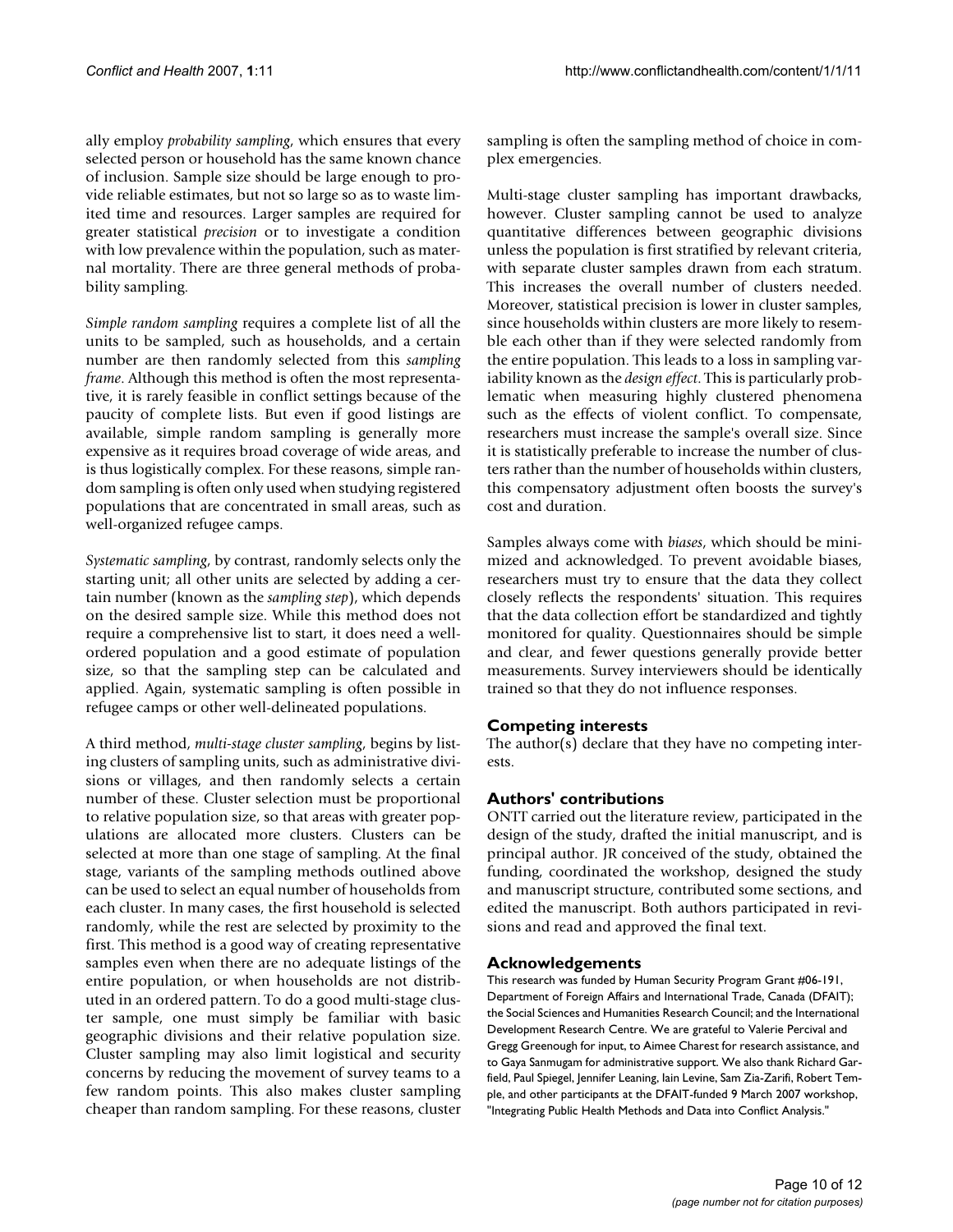ally employ *probability sampling*, which ensures that every selected person or household has the same known chance of inclusion. Sample size should be large enough to provide reliable estimates, but not so large so as to waste limited time and resources. Larger samples are required for greater statistical *precision* or to investigate a condition with low prevalence within the population, such as maternal mortality. There are three general methods of probability sampling.

*Simple random sampling* requires a complete list of all the units to be sampled, such as households, and a certain number are then randomly selected from this *sampling frame*. Although this method is often the most representative, it is rarely feasible in conflict settings because of the paucity of complete lists. But even if good listings are available, simple random sampling is generally more expensive as it requires broad coverage of wide areas, and is thus logistically complex. For these reasons, simple random sampling is often only used when studying registered populations that are concentrated in small areas, such as well-organized refugee camps.

*Systematic sampling*, by contrast, randomly selects only the starting unit; all other units are selected by adding a certain number (known as the *sampling step*), which depends on the desired sample size. While this method does not require a comprehensive list to start, it does need a well-ordered population and a good estimate of population size, so that the sampling step can be calculated and applied. Again, systematic sampling is often possible in refugee camps or other well-delineated populations.

A third method, *multi-stage cluster sampling*, begins by listing clusters of sampling units, such as administrative divisions or villages, and then randomly selects a certain number of these. Cluster selection must be proportional to relative population size, so that areas with greater populations are allocated more clusters. Clusters can be selected at more than one stage of sampling. At the final stage, variants of the sampling methods outlined above can be used to select an equal number of households from each cluster. In many cases, the first household is selected randomly, while the rest are selected by proximity to the first. This method is a good way of creating representative samples even when there are no adequate listings of the entire population, or when households are not distributed in an ordered pattern. To do a good multi-stage cluster sample, one must simply be familiar with basic geographic divisions and their relative population size. Cluster sampling may also limit logistical and security concerns by reducing the movement of survey teams to a few random points. This also makes cluster sampling cheaper than random sampling. For these reasons, cluster sampling is often the sampling method of choice in complex emergencies.

Multi-stage cluster sampling has important drawbacks, however. Cluster sampling cannot be used to analyze quantitative differences between geographic divisions unless the population is first stratified by relevant criteria, with separate cluster samples drawn from each stratum. This increases the overall number of clusters needed. Moreover, statistical precision is lower in cluster samples, since households within clusters are more likely to resemble each other than if they were selected randomly from the entire population. This leads to a loss in sampling variability known as the *design effect*. This is particularly problematic when measuring highly clustered phenomena such as the effects of violent conflict. To compensate, researchers must increase the sample's overall size. Since it is statistically preferable to increase the number of clusters rather than the number of households within clusters, this compensatory adjustment often boosts the survey's cost and duration.

Samples always come with *biases*, which should be minimized and acknowledged. To prevent avoidable biases, researchers must try to ensure that the data they collect closely reflects the respondents' situation. This requires that the data collection effort be standardized and tightly monitored for quality. Questionnaires should be simple and clear, and fewer questions generally provide better measurements. Survey interviewers should be identically trained so that they do not influence responses.

## Competing interests

The author(s) declare that they have no competing interests.

## Authors' contributions

ONTT carried out the literature review, participated in the design of the study, drafted the initial manuscript, and is principal author. JR conceived of the study, obtained the funding, coordinated the workshop, designed the study and manuscript structure, contributed some sections, and edited the manuscript. Both authors participated in revisions and read and approved the final text.

## Acknowledgements

This research was funded by Human Security Program Grant #06-191, Department of Foreign Affairs and International Trade, Canada (DFAIT); the Social Sciences and Humanities Research Council; and the International Development Research Centre. We are grateful to Valerie Percival and Gregg Greenough for input, to Aimee Charest for research assistance, and to Gaya Sanmugam for administrative support. We also thank Richard Garfield, Paul Spiegel, Jennifer Leaning, Iain Levine, Sam Zia-Zarifi, Robert Temple, and other participants at the DFAIT-funded 9 March 2007 workshop, "Integrating Public Health Methods and Data into Conflict Analysis."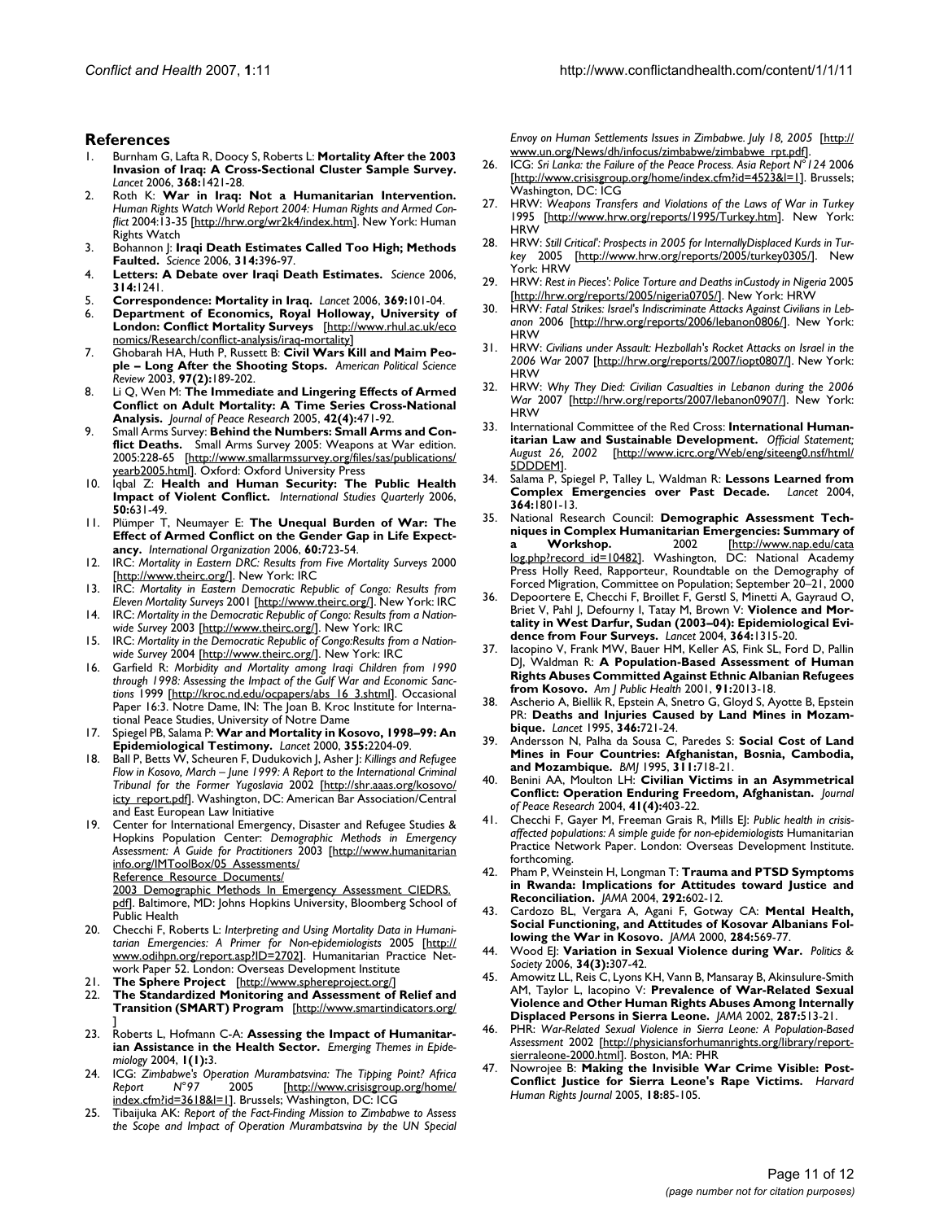## References

1. Burnham G, Lafta R, Doocy S, Roberts L: **Mortality After the 2003 Invasion of Iraq: A Cross-Sectional Cluster Sample Survey.** *Lancet* 2006, **368:**1421-28.
2. Roth K: **War in Iraq: Not a Humanitarian Intervention.** *Human Rights Watch World Report 2004: Human Rights and Armed Conflict* 2004:13-35 [http://hrw.org/wr2k4/index.htm]. New York: Human Rights Watch
3. Bohannon J: **Iraqi Death Estimates Called Too High; Methods Faulted.** *Science* 2006, **314:**396-97.
4. **Letters: A Debate over Iraqi Death Estimates.** *Science* 2006, **314:**1241.
5. **Correspondence: Mortality in Iraq.** *Lancet* 2006, **369:**101-04.
6. **Department of Economics, Royal Holloway, University of London: Conflict Mortality Surveys** [http://www.rhul.ac.uk/economics/Research/conflict-analysis/iraq-mortality]
7. Ghobarah HA, Huth P, Russett B: **Civil Wars Kill and Maim People – Long After the Shooting Stops.** *American Political Science Review* 2003, **97(2):**189-202.
8. Li Q, Wen M: **The Immediate and Lingering Effects of Armed Conflict on Adult Mortality: A Time Series Cross-National Analysis.** *Journal of Peace Research* 2005, **42(4):**471-92.
9. Small Arms Survey: **Behind the Numbers: Small Arms and Conflict Deaths.** Small Arms Survey 2005: Weapons at War edition. 2005:228-65 [http://www.smallarmssurvey.org/files/sas/publications/yearb2005.html]. Oxford: Oxford University Press
10. Iqbal Z: **Health and Human Security: The Public Health Impact of Violent Conflict.** *International Studies Quarterly* 2006, **50:**631-49.
11. Plümper T, Neumayer E: **The Unequal Burden of War: The Effect of Armed Conflict on the Gender Gap in Life Expectancy.** *International Organization* 2006, **60:**723-54.
12. IRC: *Mortality in Eastern DRC: Results from Five Mortality Surveys* 2000 [http://www.theirc.org/]. New York: IRC
13. IRC: *Mortality in Eastern Democratic Republic of Congo: Results from Eleven Mortality Surveys* 2001 [http://www.theirc.org/]. New York: IRC
14. IRC: *Mortality in the Democratic Republic of Congo: Results from a Nationwide Survey* 2003 [http://www.theirc.org/]. New York: IRC
15. IRC: *Mortality in the Democratic Republic of Congo:Results from a Nationwide Survey* 2004 [http://www.theirc.org/]. New York: IRC
16. Garfield R: *Morbidity and Mortality among Iraqi Children from 1990 through 1998: Assessing the Impact of the Gulf War and Economic Sanctions* 1999 [http://kroc.nd.edu/ocpapers/abs_16_3.shtml]. Occasional Paper 16:3. Notre Dame, IN: The Joan B. Kroc Institute for International Peace Studies, University of Notre Dame
17. Spiegel PB, Salama P: **War and Mortality in Kosovo, 1998–99: An Epidemiological Testimony.** *Lancet* 2000, **355:**2204-09.
18. Ball P, Betts W, Scheuren F, Dudukovich J, Asher J: *Killings and Refugee Flow in Kosovo, March – June 1999: A Report to the International Criminal Tribunal for the Former Yugoslavia* 2002 [http://shr.aaas.org/kosovo/icty_report.pdf]. Washington, DC: American Bar Association/Central and East European Law Initiative
19. Center for International Emergency, Disaster and Refugee Studies & Hopkins Population Center: *Demographic Methods in Emergency Assessment: A Guide for Practitioners* 2003 [http://www.humanitarianinfo.org/IMToolBox/05_Assessments/Reference_Resource_Documents/2003_Demographic_Methods_In_Emergency_Assessment_CIEDRS.pdf]. Baltimore, MD: Johns Hopkins University, Bloomberg School of Public Health
20. Checchi F, Roberts L: *Interpreting and Using Mortality Data in Humanitarian Emergencies: A Primer for Non-epidemiologists* 2005 [http://www.odihpn.org/report.asp?ID=2702]. Humanitarian Practice Network Paper 52. London: Overseas Development Institute
21. **The Sphere Project** [http://www.sphereproject.org/]
22. **The Standardized Monitoring and Assessment of Relief and Transition (SMART) Program** [http://www.smartindicators.org/]
23. Roberts L, Hofmann C-A: **Assessing the Impact of Humanitarian Assistance in the Health Sector.** *Emerging Themes in Epidemiology* 2004, **1(1):**3.
24. ICG: *Zimbabwe's Operation Murambatsvina: The Tipping Point? Africa Report N°97* 2005 [http://www.crisisgroup.org/home/index.cfm?id=3618&l=1]. Brussels; Washington, DC: ICG
25. Tibaijuka AK: *Report of the Fact-Finding Mission to Zimbabwe to Assess the Scope and Impact of Operation Murambatsvina by the UN Special Envoy on Human Settlements Issues in Zimbabwe. July 18, 2005* [http://www.un.org/News/dh/infocus/zimbabwe/zimbabwe_rpt.pdf].
26. ICG: *Sri Lanka: the Failure of the Peace Process. Asia Report N°124* 2006 [http://www.crisisgroup.org/home/index.cfm?id=4523&l=1]. Brussels; Washington, DC: ICG
27. HRW: *Weapons Transfers and Violations of the Laws of War in Turkey* 1995 [http://www.hrw.org/reports/1995/Turkey.htm]. New York: HRW
28. HRW: *Still Critical': Prospects in 2005 for InternallyDisplaced Kurds in Turkey* 2005 [http://www.hrw.org/reports/2005/turkey0305/]. New York: HRW
29. HRW: *Rest in Pieces': Police Torture and Deaths inCustody in Nigeria* 2005 [http://hrw.org/reports/2005/nigeria0705/]. New York: HRW
30. HRW: *Fatal Strikes: Israel's Indiscriminate Attacks Against Civilians in Lebanon* 2006 [http://hrw.org/reports/2006/lebanon0806/]. New York: HRW
31. HRW: *Civilians under Assault: Hezbollah's Rocket Attacks on Israel in the 2006 War* 2007 [http://hrw.org/reports/2007/iopt0807/]. New York: HRW
32. HRW: *Why They Died: Civilian Casualties in Lebanon during the 2006 War* 2007 [http://hrw.org/reports/2007/lebanon0907/]. New York: HRW
33. International Committee of the Red Cross: **International Humanitarian Law and Sustainable Development.** *Official Statement; August 26, 2002* [http://www.icrc.org/Web/eng/siteeng0.nsf/html/5DDDEM].
34. Salama P, Spiegel P, Talley L, Waldman R: **Lessons Learned from Complex Emergencies over Past Decade.** *Lancet* 2004, **364:**1801-13.
35. National Research Council: **Demographic Assessment Techniques in Complex Humanitarian Emergencies: Summary of a Workshop.** 2002 [http://www.nap.edu/catalog.php?record_id=10482]. Washington, DC: National Academy Press Holly Reed, Rapporteur, Roundtable on the Demography of Forced Migration, Committee on Population; September 20–21, 2000
36. Depoortere E, Checchi F, Broillet F, Gerstl S, Minetti A, Gayraud O, Briet V, Pahl J, Defourny I, Tatay M, Brown V: **Violence and Mortality in West Darfur, Sudan (2003–04): Epidemiological Evidence from Four Surveys.** *Lancet* 2004, **364:**1315-20.
37. Iacopino V, Frank MW, Bauer HM, Keller AS, Fink SL, Ford D, Pallin DJ, Waldman R: **A Population-Based Assessment of Human Rights Abuses Committed Against Ethnic Albanian Refugees from Kosovo.** *Am J Public Health* 2001, **91:**2013-18.
38. Ascherio A, Biellik R, Epstein A, Snetro G, Gloyd S, Ayotte B, Epstein PR: **Deaths and Injuries Caused by Land Mines in Mozambique.** *Lancet* 1995, **346:**721-24.
39. Andersson N, Palha da Sousa C, Paredes S: **Social Cost of Land Mines in Four Countries: Afghanistan, Bosnia, Cambodia, and Mozambique.** *BMJ* 1995, **311:**718-21.
40. Benini AA, Moulton LH: **Civilian Victims in an Asymmetrical Conflict: Operation Enduring Freedom, Afghanistan.** *Journal of Peace Research* 2004, **41(4):**403-22.
41. Checchi F, Gayer M, Freeman Grais R, Mills EJ: *Public health in crisis-affected populations: A simple guide for non-epidemiologists* Humanitarian Practice Network Paper. London: Overseas Development Institute. forthcoming.
42. Pham P, Weinstein H, Longman T: **Trauma and PTSD Symptoms in Rwanda: Implications for Attitudes toward Justice and Reconciliation.** *JAMA* 2004, **292:**602-12.
43. Cardozo BL, Vergara A, Agani F, Gotway CA: **Mental Health, Social Functioning, and Attitudes of Kosovar Albanians Following the War in Kosovo.** *JAMA* 2000, **284:**569-77.
44. Wood EJ: **Variation in Sexual Violence during War.** *Politics & Society* 2006, **34(3):**307-42.
45. Amowitz LL, Reis C, Lyons KH, Vann B, Mansaray B, Akinsulure-Smith AM, Taylor L, Iacopino V: **Prevalence of War-Related Sexual Violence and Other Human Rights Abuses Among Internally Displaced Persons in Sierra Leone.** *JAMA* 2002, **287:**513-21.
46. PHR: *War-Related Sexual Violence in Sierra Leone: A Population-Based Assessment* 2002 [http://physiciansforhumanrights.org/library/report-sierraleone-2000.html]. Boston, MA: PHR
47. Nowrojee B: **Making the Invisible War Crime Visible: Post-Conflict Justice for Sierra Leone's Rape Victims.** *Harvard Human Rights Journal* 2005, **18:**85-105.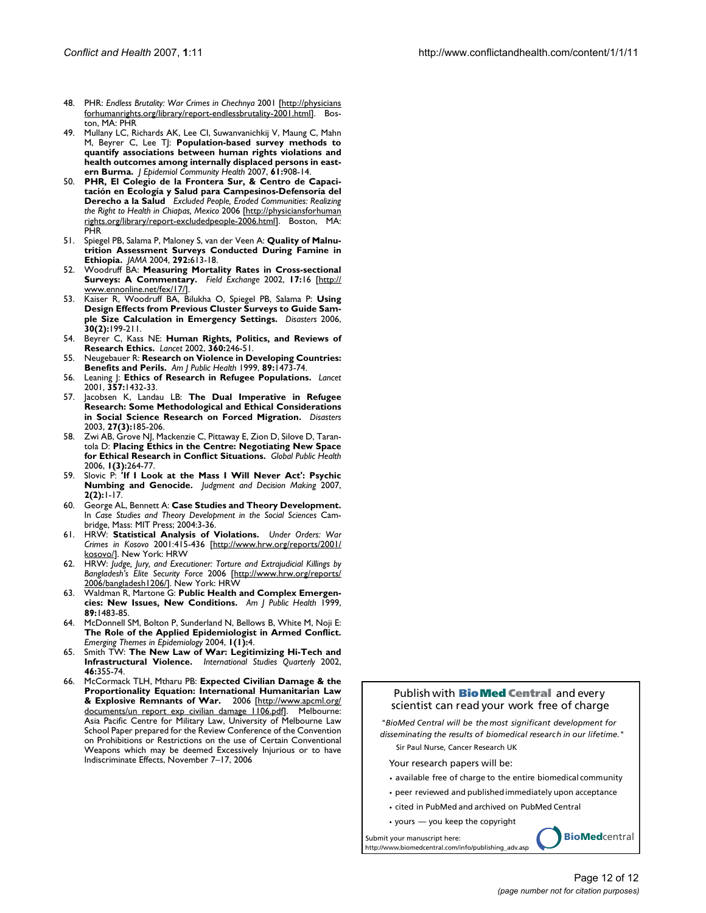48. PHR: *Endless Brutality: War Crimes in Chechnya* 2001 [http://physiciansforhumanrights.org/library/report-endlessbrutality-2001.html]. Boston, MA: PHR
49. Mullany LC, Richards AK, Lee CI, Suwanvanichkij V, Maung C, Mahn M, Beyrer C, Lee TJ: **Population-based survey methods to quantify associations between human rights violations and health outcomes among internally displaced persons in eastern Burma.** *J Epidemiol Community Health* 2007, **61:**908-14.
50. **PHR, El Colegio de la Frontera Sur, & Centro de Capacitación en Ecología y Salud para Campesinos-Defensoría del Derecho a la Salud** *Excluded People, Eroded Communities: Realizing the Right to Health in Chiapas, Mexico* 2006 [http://physiciansforhumanrights.org/library/report-excludedpeople-2006.html]. Boston, MA: PHR
51. Spiegel PB, Salama P, Maloney S, van der Veen A: **Quality of Malnutrition Assessment Surveys Conducted During Famine in Ethiopia.** *JAMA* 2004, **292:**613-18.
52. Woodruff BA: **Measuring Mortality Rates in Cross-sectional Surveys: A Commentary.** *Field Exchange* 2002, **17:**16 [http://www.ennonline.net/fex/17/].
53. Kaiser R, Woodruff BA, Bilukha O, Spiegel PB, Salama P: **Using Design Effects from Previous Cluster Surveys to Guide Sample Size Calculation in Emergency Settings.** *Disasters* 2006, **30(2):**199-211.
54. Beyrer C, Kass NE: **Human Rights, Politics, and Reviews of Research Ethics.** *Lancet* 2002, **360:**246-51.
55. Neugebauer R: **Research on Violence in Developing Countries: Benefits and Perils.** *Am J Public Health* 1999, **89:**1473-74.
56. Leaning J: **Ethics of Research in Refugee Populations.** *Lancet* 2001, **357:**1432-33.
57. Jacobsen K, Landau LB: **The Dual Imperative in Refugee Research: Some Methodological and Ethical Considerations in Social Science Research on Forced Migration.** *Disasters* 2003, **27(3):**185-206.
58. Zwi AB, Grove NJ, Mackenzie C, Pittaway E, Zion D, Silove D, Tarantola D: **Placing Ethics in the Centre: Negotiating New Space for Ethical Research in Conflict Situations.** *Global Public Health* 2006, **1(3):**264-77.
59. Slovic P: **'If I Look at the Mass I Will Never Act': Psychic Numbing and Genocide.** *Judgment and Decision Making* 2007, **2(2):**1-17.
60. George AL, Bennett A: **Case Studies and Theory Development.** In *Case Studies and Theory Development in the Social Sciences* Cambridge, Mass: MIT Press; 2004:3-36.
61. HRW: **Statistical Analysis of Violations.** *Under Orders: War Crimes in Kosovo* 2001:415-436 [http://www.hrw.org/reports/2001/kosovo/]. New York: HRW
62. HRW: *Judge, Jury, and Executioner: Torture and Extrajudicial Killings by Bangladesh's Elite Security Force* 2006 [http://www.hrw.org/reports/2006/bangladesh1206/]. New York: HRW
63. Waldman R, Martone G: **Public Health and Complex Emergencies: New Issues, New Conditions.** *Am J Public Health* 1999, **89:**1483-85.
64. McDonnell SM, Bolton P, Sunderland N, Bellows B, White M, Noji E: **The Role of the Applied Epidemiologist in Armed Conflict.** *Emerging Themes in Epidemiology* 2004, **1(1):**4.
65. Smith TW: **The New Law of War: Legitimizing Hi-Tech and Infrastructural Violence.** *International Studies Quarterly* 2002, **46:**355-74.
66. McCormack TLH, Mtharu PB: **Expected Civilian Damage & the Proportionality Equation: International Humanitarian Law & Explosive Remnants of War.** 2006 [http://www.apcml.org/documents/un_report_exp_civilian_damage_1106.pdf]. Melbourne: Asia Pacific Centre for Military Law, University of Melbourne Law School Paper prepared for the Review Conference of the Convention on Prohibitions or Restrictions on the use of Certain Conventional Weapons which may be deemed Excessively Injurious or to have Indiscriminate Effects, November 7–17, 2006

Publish with **BioMed Central** and every scientist can read your work free of charge

*"BioMed Central will be the most significant development for disseminating the results of biomedical research in our lifetime."*
Sir Paul Nurse, Cancer Research UK

Your research papers will be:

- available free of charge to the entire biomedical community
- peer reviewed and published immediately upon acceptance
- cited in PubMed and archived on PubMed Central
- yours — you keep the copyright

Submit your manuscript here:
http://www.biomedcentral.com/info/publishing_adv.asp

BioMedcentral